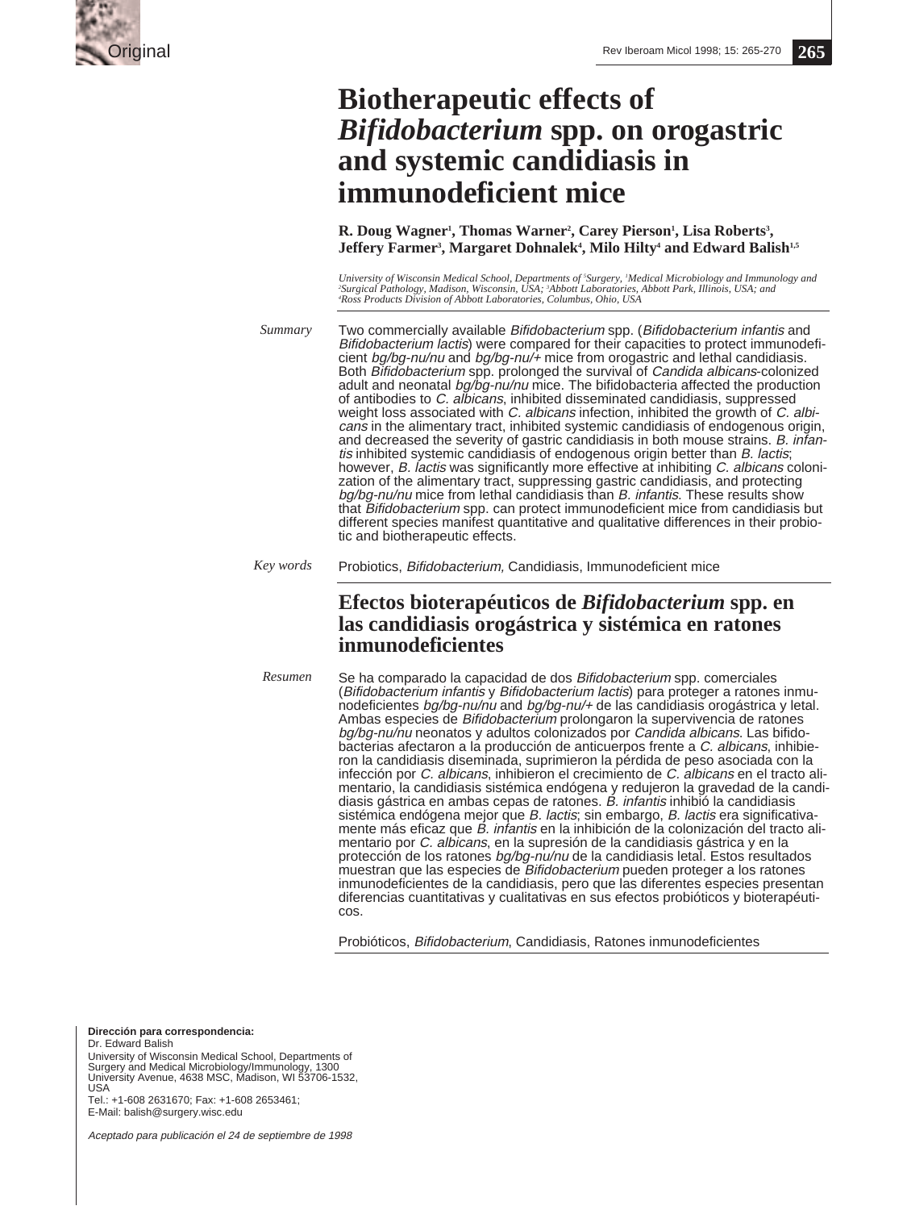Original

# Biotherapeutic effects of *Bifidobacterium* spp. on orogastric and systemic candidiasis in immunodeficient mice

**R. Doug Wagner[1], Thomas Warner[2], Carey Pierson[1], Lisa Roberts[3], Jeffery Farmer[3], Margaret Dohnalek[4], Milo Hilty[4] and Edward Balish[1,5]**

*University of Wisconsin Medical School, Departments of [5]Surgery, [1]Medical Microbiology and Immunology and [2]Surgical Pathology, Madison, Wisconsin, USA; [3]Abbott Laboratories, Abbott Park, Illinois, USA; and [4]Ross Products Division of Abbott Laboratories, Columbus, Ohio, USA*

*Summary*

Two commercially available *Bifidobacterium* spp. (*Bifidobacterium infantis* and *Bifidobacterium lactis*) were compared for their capacities to protect immunodeficient *bg/bg-nu/nu* and *bg/bg-nu/+* mice from orogastric and lethal candidiasis. Both *Bifidobacterium* spp. prolonged the survival of *Candida albicans*-colonized adult and neonatal *bg/bg-nu/nu* mice. The bifidobacteria affected the production of antibodies to *C. albicans*, inhibited disseminated candidiasis, suppressed weight loss associated with *C. albicans* infection, inhibited the growth of *C. albicans* in the alimentary tract, inhibited systemic candidiasis of endogenous origin, and decreased the severity of gastric candidiasis in both mouse strains. *B. infantis* inhibited systemic candidiasis of endogenous origin better than *B. lactis*; however, *B. lactis* was significantly more effective at inhibiting *C. albicans* colonization of the alimentary tract, suppressing gastric candidiasis, and protecting *bg/bg-nu/nu* mice from lethal candidiasis than *B. infantis*. These results show that *Bifidobacterium* spp. can protect immunodeficient mice from candidiasis but different species manifest quantitative and qualitative differences in their probiotic and biotherapeutic effects.

*Key words*

Probiotics, *Bifidobacterium,* Candidiasis, Immunodeficient mice

## Efectos bioterapéuticos de *Bifidobacterium* spp. en las candidiasis orogástrica y sistémica en ratones inmunodeficientes

*Resumen*

Se ha comparado la capacidad de dos *Bifidobacterium* spp. comerciales (*Bifidobacterium infantis* y *Bifidobacterium lactis*) para proteger a ratones inmunodeficientes *bg/bg-nu/nu* and *bg/bg-nu/+* de las candidiasis orogástrica y letal. Ambas especies de *Bifidobacterium* prolongaron la supervivencia de ratones *bg/bg-nu/nu* neonatos y adultos colonizados por *Candida albicans.* Las bifidobacterias afectaron a la producción de anticuerpos frente a *C. albicans*, inhibieron la candidiasis diseminada, suprimieron la pérdida de peso asociada con la infección por *C. albicans*, inhibieron el crecimiento de *C. albicans* en el tracto alimentario, la candidiasis sistémica endógena y redujeron la gravedad de la candidiasis gástrica en ambas cepas de ratones. *B. infantis* inhibió la candidiasis sistémica endógena mejor que *B. lactis*; sin embargo, *B. lactis* era significativamente más eficaz que *B. infantis* en la inhibición de la colonización del tracto alimentario por *C. albicans*, en la supresión de la candidiasis gástrica y en la protección de los ratones *bg/bg-nu/nu* de la candidiasis letal. Estos resultados muestran que las especies de *Bifidobacterium* pueden proteger a los ratones inmunodeficientes de la candidiasis, pero que las diferentes especies presentan diferencias cuantitativas y cualitativas en sus efectos probióticos y bioterapéuticos.

Probióticos, *Bifidobacterium*, Candidiasis, Ratones inmunodeficientes

**Dirección para correspondencia:**
Dr. Edward Balish
University of Wisconsin Medical School, Departments of Surgery and Medical Microbiology/Immunology, 1300 University Avenue, 4638 MSC, Madison, WI 53706-1532, USA
Tel.: +1-608 2631670; Fax: +1-608 2653461;
E-Mail: balish@surgery.wisc.edu

*Aceptado para publicación el 24 de septiembre de 1998*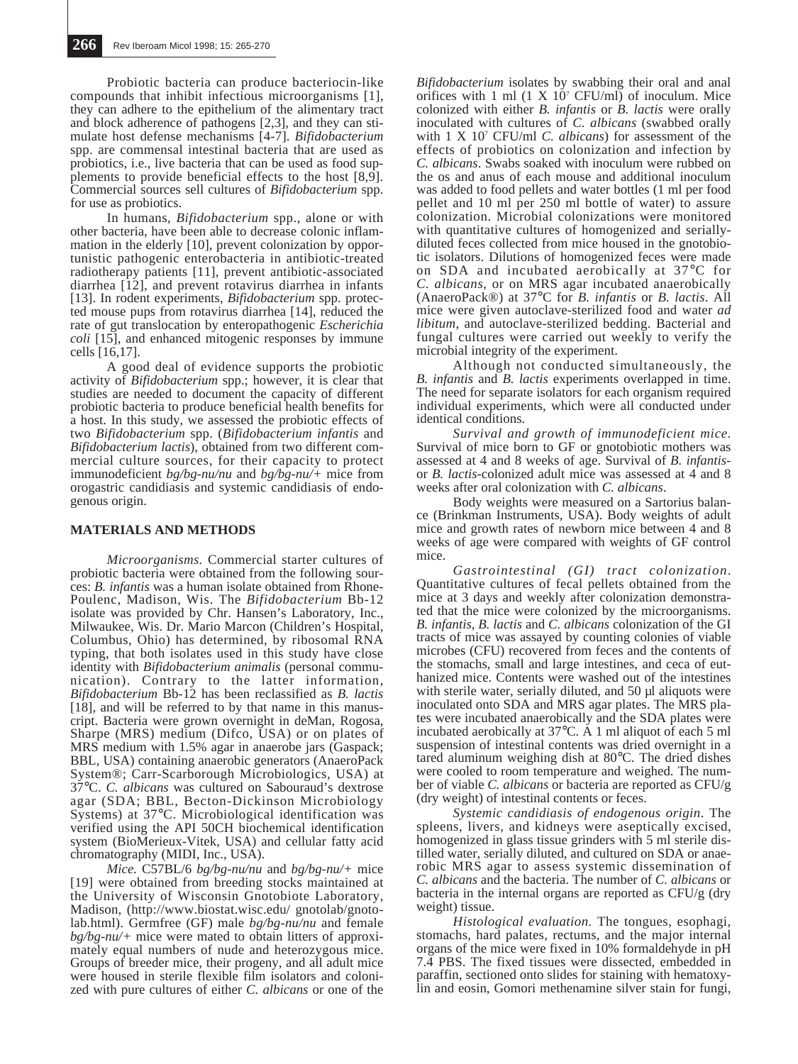Probiotic bacteria can produce bacteriocin-like compounds that inhibit infectious microorganisms [1], they can adhere to the epithelium of the alimentary tract and block adherence of pathogens [2,3], and they can stimulate host defense mechanisms [4-7]. *Bifidobacterium* spp. are commensal intestinal bacteria that are used as probiotics, i.e., live bacteria that can be used as food supplements to provide beneficial effects to the host [8,9]. Commercial sources sell cultures of *Bifidobacterium* spp. for use as probiotics.

In humans, *Bifidobacterium* spp., alone or with other bacteria, have been able to decrease colonic inflammation in the elderly [10], prevent colonization by opportunistic pathogenic enterobacteria in antibiotic-treated radiotherapy patients [11], prevent antibiotic-associated diarrhea [12], and prevent rotavirus diarrhea in infants [13]. In rodent experiments, *Bifidobacterium* spp. protected mouse pups from rotavirus diarrhea [14], reduced the rate of gut translocation by enteropathogenic *Escherichia coli* [15], and enhanced mitogenic responses by immune cells [16,17].

A good deal of evidence supports the probiotic activity of *Bifidobacterium* spp.; however, it is clear that studies are needed to document the capacity of different probiotic bacteria to produce beneficial health benefits for a host. In this study, we assessed the probiotic effects of two *Bifidobacterium* spp. (*Bifidobacterium infantis* and *Bifidobacterium lactis*), obtained from two different commercial culture sources, for their capacity to protect immunodeficient *bg/bg-nu/nu* and *bg/bg-nu/+* mice from orogastric candidiasis and systemic candidiasis of endogenous origin.

## MATERIALS AND METHODS

*Microorganisms.* Commercial starter cultures of probiotic bacteria were obtained from the following sources: *B. infantis* was a human isolate obtained from Rhone-Poulenc, Madison, Wis. The *Bifidobacterium* Bb-12 isolate was provided by Chr. Hansen's Laboratory, Inc., Milwaukee, Wis. Dr. Mario Marcon (Children's Hospital, Columbus, Ohio) has determined, by ribosomal RNA typing, that both isolates used in this study have close identity with *Bifidobacterium animalis* (personal communication). Contrary to the latter information, *Bifidobacterium* Bb-12 has been reclassified as *B. lactis* [18], and will be referred to by that name in this manuscript. Bacteria were grown overnight in deMan, Rogosa, Sharpe (MRS) medium (Difco, USA) or on plates of MRS medium with 1.5% agar in anaerobe jars (Gaspack; BBL, USA) containing anaerobic generators (AnaeroPack System®; Carr-Scarborough Microbiologics, USA) at 37°C. *C. albicans* was cultured on Sabouraud's dextrose agar (SDA; BBL, Becton-Dickinson Microbiology Systems) at 37°C. Microbiological identification was verified using the API 50CH biochemical identification system (BioMerieux-Vitek, USA) and cellular fatty acid chromatography (MIDI, Inc., USA).

*Mice.* C57BL/6 *bg/bg-nu/nu* and *bg/bg-nu/+* mice [19] were obtained from breeding stocks maintained at the University of Wisconsin Gnotobiote Laboratory, Madison, (http://www.biostat.wisc.edu/ gnotolab/gnotolab.html). Germfree (GF) male *bg/bg-nu/nu* and female *bg/bg-nu/+* mice were mated to obtain litters of approximately equal numbers of nude and heterozygous mice. Groups of breeder mice, their progeny, and all adult mice were housed in sterile flexible film isolators and colonized with pure cultures of either *C. albicans* or one of the *Bifidobacterium* isolates by swabbing their oral and anal orifices with 1 ml (1 X $10^7$ CFU/ml) of inoculum. Mice colonized with either *B. infantis* or *B. lactis* were orally inoculated with cultures of *C. albicans* (swabbed orally with 1 X $10^7$ CFU/ml *C. albicans*) for assessment of the effects of probiotics on colonization and infection by *C. albicans*. Swabs soaked with inoculum were rubbed on the os and anus of each mouse and additional inoculum was added to food pellets and water bottles (1 ml per food pellet and 10 ml per 250 ml bottle of water) to assure colonization. Microbial colonizations were monitored with quantitative cultures of homogenized and serially-diluted feces collected from mice housed in the gnotobiotic isolators. Dilutions of homogenized feces were made on SDA and incubated aerobically at 37°C for *C. albicans*, or on MRS agar incubated anaerobically (AnaeroPack®) at 37°C for *B. infantis* or *B. lactis*. All mice were given autoclave-sterilized food and water *ad libitum*, and autoclave-sterilized bedding. Bacterial and fungal cultures were carried out weekly to verify the microbial integrity of the experiment.

Although not conducted simultaneously, the *B. infantis* and *B. lactis* experiments overlapped in time. The need for separate isolators for each organism required individual experiments, which were all conducted under identical conditions.

*Survival and growth of immunodeficient mice.* Survival of mice born to GF or gnotobiotic mothers was assessed at 4 and 8 weeks of age. Survival of *B. infantis*- or *B. lactis*-colonized adult mice was assessed at 4 and 8 weeks after oral colonization with *C. albicans*.

Body weights were measured on a Sartorius balance (Brinkman Instruments, USA). Body weights of adult mice and growth rates of newborn mice between 4 and 8 weeks of age were compared with weights of GF control mice.

*Gastrointestinal (GI) tract colonization.* Quantitative cultures of fecal pellets obtained from the mice at 3 days and weekly after colonization demonstrated that the mice were colonized by the microorganisms. *B. infantis*, *B. lactis* and *C. albicans* colonization of the GI tracts of mice was assayed by counting colonies of viable microbes (CFU) recovered from feces and the contents of the stomachs, small and large intestines, and ceca of euthanized mice. Contents were washed out of the intestines with sterile water, serially diluted, and 50 µl aliquots were inoculated onto SDA and MRS agar plates. The MRS plates were incubated anaerobically and the SDA plates were incubated aerobically at 37°C. A 1 ml aliquot of each 5 ml suspension of intestinal contents was dried overnight in a tared aluminum weighing dish at 80°C. The dried dishes were cooled to room temperature and weighed. The number of viable *C. albicans* or bacteria are reported as CFU/g (dry weight) of intestinal contents or feces.

*Systemic candidiasis of endogenous origin.* The spleens, livers, and kidneys were aseptically excised, homogenized in glass tissue grinders with 5 ml sterile distilled water, serially diluted, and cultured on SDA or anaerobic MRS agar to assess systemic dissemination of *C. albicans* and the bacteria. The number of *C. albicans* or bacteria in the internal organs are reported as CFU/g (dry weight) tissue.

*Histological evaluation.* The tongues, esophagi, stomachs, hard palates, rectums, and the major internal organs of the mice were fixed in 10% formaldehyde in pH 7.4 PBS. The fixed tissues were dissected, embedded in paraffin, sectioned onto slides for staining with hematoxylin and eosin, Gomori methenamine silver stain for fungi,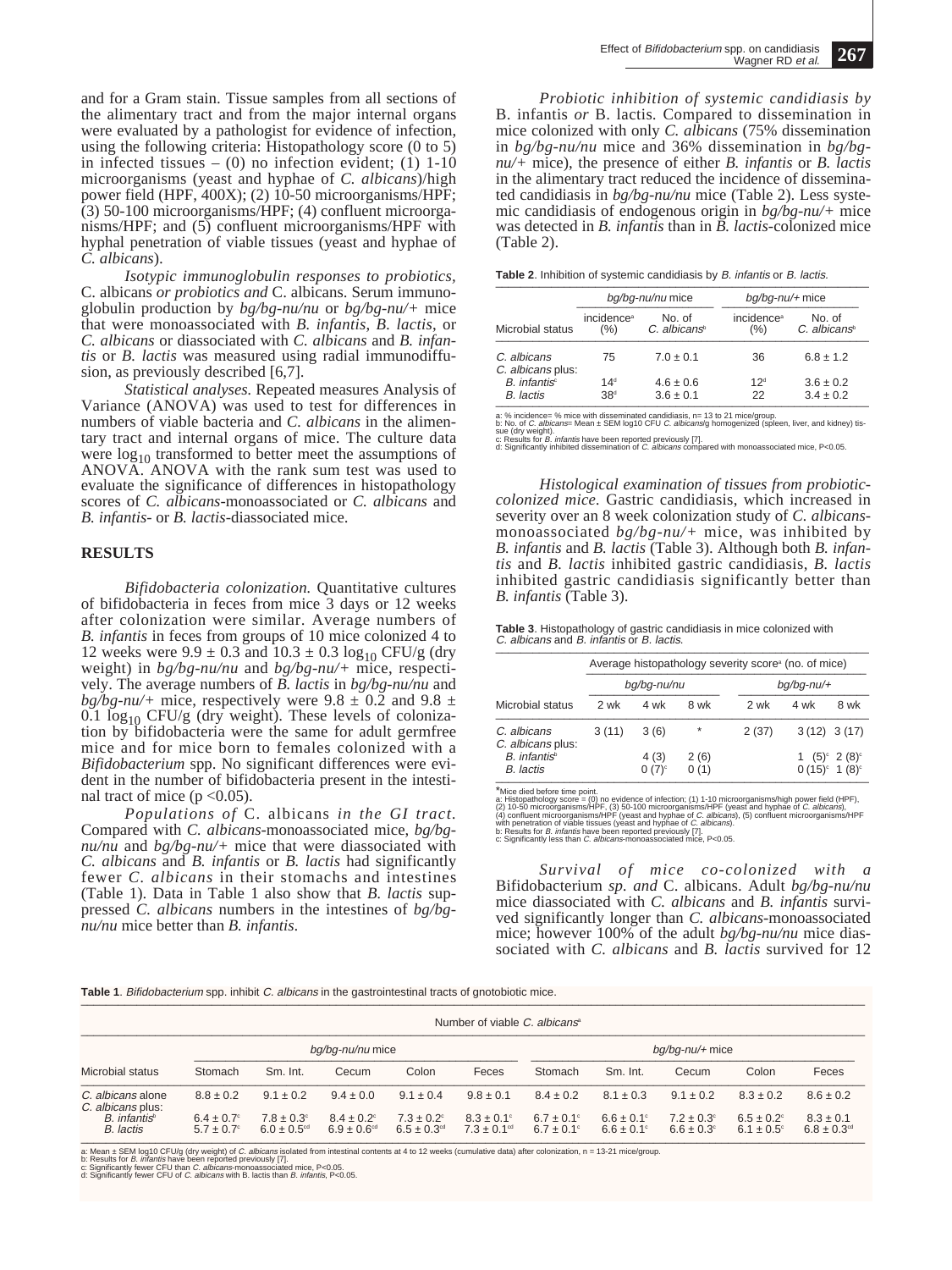and for a Gram stain. Tissue samples from all sections of the alimentary tract and from the major internal organs were evaluated by a pathologist for evidence of infection, using the following criteria: Histopathology score (0 to 5) in infected tissues – (0) no infection evident; (1) 1-10 microorganisms (yeast and hyphae of *C. albicans*)/high power field (HPF, 400X); (2) 10-50 microorganisms/HPF; (3) 50-100 microorganisms/HPF; (4) confluent microorganisms/HPF; and (5) confluent microorganisms/HPF with hyphal penetration of viable tissues (yeast and hyphae of *C. albicans*).

*Isotypic immunoglobulin responses to probiotics,* C. albicans *or probiotics and* C. albicans. Serum immunoglobulin production by *bg/bg-nu/nu* or *bg/bg-nu/+* mice that were monoassociated with *B. infantis*, *B. lactis*, or *C. albicans* or diassociated with *C. albicans* and *B. infantis* or *B. lactis* was measured using radial immunodiffusion, as previously described [6,7].

*Statistical analyses.* Repeated measures Analysis of Variance (ANOVA) was used to test for differences in numbers of viable bacteria and *C. albicans* in the alimentary tract and internal organs of mice. The culture data were $\log_{10}$ transformed to better meet the assumptions of ANOVA. ANOVA with the rank sum test was used to evaluate the significance of differences in histopathology scores of *C. albicans*-monoassociated or *C. albicans* and *B. infantis*- or *B. lactis*-diassociated mice.

## RESULTS

*Bifidobacteria colonization.* Quantitative cultures of bifidobacteria in feces from mice 3 days or 12 weeks after colonization were similar. Average numbers of *B. infantis* in feces from groups of 10 mice colonized 4 to 12 weeks were $9.9 \pm 0.3$ and $10.3 \pm 0.3$ $\log_{10}$ CFU/g (dry weight) in *bg/bg-nu/nu* and *bg/bg-nu/+* mice, respectively. The average numbers of *B. lactis* in *bg/bg-nu/nu* and *bg/bg-nu/+* mice, respectively were $9.8 \pm 0.2$ and $9.8 \pm 0.1$ $\log_{10}$ CFU/g (dry weight). These levels of colonization by bifidobacteria were the same for adult germfree mice and for mice born to females colonized with a *Bifidobacterium* spp. No significant differences were evident in the number of bifidobacteria present in the intestinal tract of mice ($p < 0.05$).

*Populations of* C. albicans *in the GI tract.* Compared with *C. albicans*-monoassociated mice, *bg/bg-nu/nu* and *bg/bg-nu/+* mice that were diassociated with *C. albicans* and *B. infantis* or *B. lactis* had significantly fewer *C. albicans* in their stomachs and intestines (Table 1). Data in Table 1 also show that *B. lactis* suppressed *C. albicans* numbers in the intestines of *bg/bg-nu/nu* mice better than *B. infantis*.

*Probiotic inhibition of systemic candidiasis by* B. infantis *or* B. lactis. Compared to dissemination in mice colonized with only *C. albicans* (75% dissemination in *bg/bg-nu/nu* mice and 36% dissemination in *bg/bg-nu/+* mice), the presence of either *B. infantis* or *B. lactis* in the alimentary tract reduced the incidence of disseminated candidiasis in *bg/bg-nu/nu* mice (Table 2). Less systemic candidiasis of endogenous origin in *bg/bg-nu/+* mice was detected in *B. infantis* than in *B. lactis*-colonized mice (Table 2).

**Table 2**. Inhibition of systemic candidiasis by *B. infantis* or *B. lactis.*

| | *bg/bg-nu/nu* mice | | *bg/bg-nu/+* mice | |
|---|---|---|---|---|
| Microbial status | incidence[a] (%) | No. of *C. albicans*[b] | incidence[a] (%) | No. of *C. albicans*[b] |
| *C. albicans* | 75 | $7.0 \pm 0.1$ | 36 | $6.8 \pm 1.2$ |
| *C. albicans* plus: | | | | |
| *B. infantis*[c] | 14[d] | $4.6 \pm 0.6$ | 12[d] | $3.6 \pm 0.2$ |
| *B. lactis* | 38[d] | $3.6 \pm 0.1$ | 22 | $3.4 \pm 0.2$ |

a: % incidence= % mice with disseminated candidiasis, n= 13 to 21 mice/group.
b: No. of *C. albicans*= Mean ± SEM log10 CFU *C. albicans*/g homogenized (spleen, liver, and kidney) tissue (dry weight).
c: Results for *B. infantis* have been reported previously [7].
d: Significantly inhibited dissemination of *C. albicans* compared with monoassociated mice, P<0.05.

*Histological examination of tissues from probiotic-colonized mice.* Gastric candidiasis, which increased in severity over an 8 week colonization study of *C. albicans*-monoassociated *bg/bg-nu/+* mice, was inhibited by *B. infantis* and *B. lactis* (Table 3). Although both *B. infantis* and *B. lactis* inhibited gastric candidiasis, *B. lactis* inhibited gastric candidiasis significantly better than *B. infantis* (Table 3).

**Table 3**. Histopathology of gastric candidiasis in mice colonized with *C. albicans* and *B. infantis* or *B. lactis.*

| | Average histopathology severity score[a] (no. of mice) | | | | | |
|---|---|---|---|---|---|---|
| | *bg/bg-nu/nu* | | | *bg/bg-nu/+* | | |
| Microbial status | 2 wk | 4 wk | 8 wk | 2 wk | 4 wk | 8 wk |
| *C. albicans* | 3 (11) | 3 (6) | * | 2 (37) | 3 (12) | 3 (17) |
| *C. albicans* plus: | | | | | | |
| *B. infantis*[b] | | 4 (3) | 2 (6) | | 1 (5)[c] | 2 (8)[c] |
| *B. lactis* | | 0 (7)[c] | 0 (1) | | 0 (15)[c] | 1 (8)[c] |

*Mice died before time point.
a: Histopathology score = (0) no evidence of infection; (1) 1-10 microorganisms/high power field (HPF), (2) 10-50 microorganisms/HPF, (3) 50-100 microorganisms/HPF (yeast and hyphae of *C. albicans*), (4) confluent microorganisms/HPF (yeast and hyphae of *C. albicans*), (5) confluent microorganisms/HPF with penetration of viable tissues (yeast and hyphae of *C. albicans*).
b: Results for *B. infantis* have been reported previously [7].
c: Significantly less than *C. albicans*-monoassociated mice, P<0.05.

*Survival of mice co-colonized with a* Bifidobacterium *sp. and* C. albicans. Adult *bg/bg-nu/nu* mice diassociated with *C. albicans* and *B. infantis* survived significantly longer than *C. albicans*-monoassociated mice; however 100% of the adult *bg/bg-nu/nu* mice diassociated with *C. albicans* and *B. lactis* survived for 12

**Table 1**. *Bifidobacterium* spp. inhibit *C. albicans* in the gastrointestinal tracts of gnotobiotic mice.

| | Number of viable *C. albicans*[a] | | | | | | | | | |
|---|---|---|---|---|---|---|---|---|---|---|
| | *bg/bg-nu/nu* mice | | | | | *bg/bg-nu/+* mice | | | | |
| Microbial status | Stomach | Sm. Int. | Cecum | Colon | Feces | Stomach | Sm. Int. | Cecum | Colon | Feces |
| *C. albicans* alone | $8.8 \pm 0.2$ | $9.1 \pm 0.2$ | $9.4 \pm 0.0$ | $9.1 \pm 0.4$ | $9.8 \pm 0.1$ | $8.4 \pm 0.2$ | $8.1 \pm 0.3$ | $9.1 \pm 0.2$ | $8.3 \pm 0.2$ | $8.6 \pm 0.2$ |
| *C. albicans* plus: | | | | | | | | | | |
| *B. infantis*[b] | $6.4 \pm 0.7$[c] | $7.8 \pm 0.3$[c] | $8.4 \pm 0.2$[c] | $7.3 \pm 0.2$[c] | $8.3 \pm 0.1$[c] | $6.7 \pm 0.1$[c] | $6.6 \pm 0.1$[c] | $7.2 \pm 0.3$[c] | $6.5 \pm 0.2$[c] | $8.3 \pm 0.1$ |
| *B. lactis* | $5.7 \pm 0.7$[c] | $6.0 \pm 0.5$[cd] | $6.9 \pm 0.6$[cd] | $6.5 \pm 0.3$[cd] | $7.3 \pm 0.1$[cd] | $6.7 \pm 0.1$[c] | $6.6 \pm 0.1$[c] | $6.6 \pm 0.3$[c] | $6.1 \pm 0.5$[c] | $6.8 \pm 0.3$[cd] |

a: Mean ± SEM log10 CFU/g (dry weight) of *C. albicans* isolated from intestinal contents at 4 to 12 weeks (cumulative data) after colonization, n = 13-21 mice/group.
b: Results for *B. infantis* have been reported previously [7].
c: Significantly fewer CFU than *C. albicans*-monoassociated mice, P<0.05.
d: Significantly fewer CFU of *C. albicans* with B. lactis than *B. infantis*, P<0.05.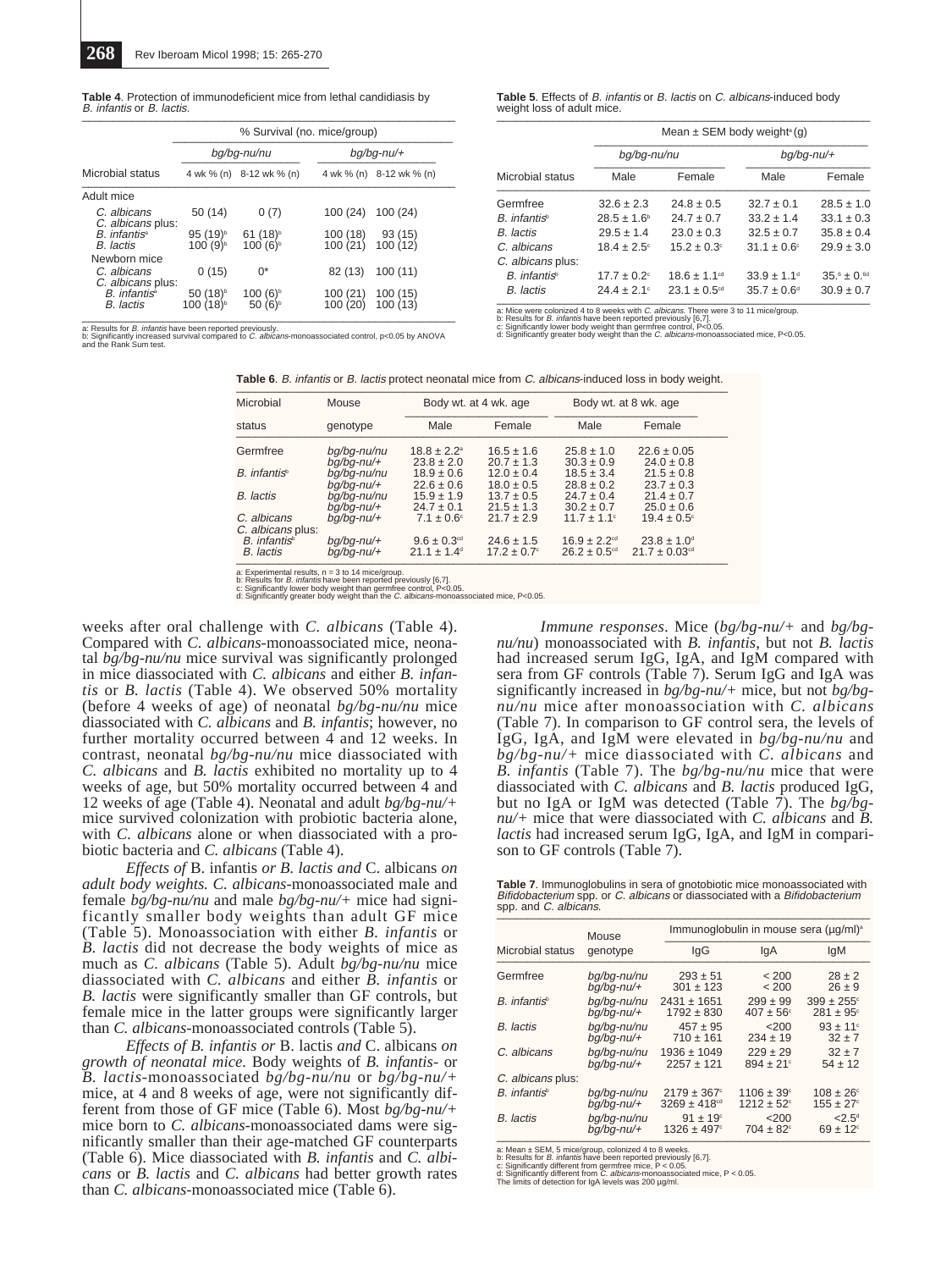**Table 4**. Protection of immunodeficient mice from lethal candidiasis by *B. infantis* or *B. lactis.*

| | % Survival (no. mice/group) | | | |
|---|---|---|---|---|
| | *bg/bg-nu/nu* | | *bg/bg-nu/+* | |
| Microbial status | 4 wk % (n) | 8-12 wk % (n) | 4 wk % (n) | 8-12 wk % (n) |
| Adult mice | | | | |
| *C. albicans* | 50 (14) | 0 (7) | 100 (24) | 100 (24) |
| *C. albicans* plus: | | | | |
| *B. infantis*[a] | 95 (19)[b] | 61 (18)[b] | 100 (18) | 93 (15) |
| *B. lactis* | 100 (9)[b] | 100 (6)[b] | 100 (21) | 100 (12) |
| Newborn mice | | | | |
| *C. albicans* | 0 (15) | 0* | 82 (13) | 100 (11) |
| *C. albicans* plus: | | | | |
| *B. infantis*[a] | 50 (18)[b] | 100 (6)[b] | 100 (21) | 100 (15) |
| *B. lactis* | 100 (18)[b] | 50 (6)[b] | 100 (20) | 100 (13) |

a: Results for *B. infantis* have been reported previously.
b: Significantly increased survival compared to *C. albicans*-monoassociated control, p<0.05 by ANOVA and the Rank Sum test.

**Table 5**. Effects of *B. infantis* or *B. lactis* on *C. albicans*-induced body weight loss of adult mice.

| | Mean ± SEM body weight[a] (g) | | | |
|---|---|---|---|---|
| | *bg/bg-nu/nu* | | *bg/bg-nu/+* | |
| Microbial status | Male | Female | Male | Female |
| Germfree | 32.6 ± 2.3 | 24.8 ± 0.5 | 32.7 ± 0.1 | 28.5 ± 1.0 |
| *B. infantis*[b] | 28.5 ± 1.6[b] | 24.7 ± 0.7 | 33.2 ± 1.4 | 33.1 ± 0.3 |
| *B. lactis* | 29.5 ± 1.4 | 23.0 ± 0.3 | 32.5 ± 0.7 | 35.8 ± 0.4 |
| *C. albicans* | 18.4 ± 2.5[c] | 15.2 ± 0.3[c] | 31.1 ± 0.6[c] | 29.9 ± 3.0 |
| *C. albicans* plus: | | | | |
| *B. infantis*[b] | 17.7 ± 0.2[c] | 18.6 ± 1.1[cd] | 33.9 ± 1.1[d] | 35.[6] ± 0.[6d] |
| *B. lactis* | 24.4 ± 2.1[c] | 23.1 ± 0.5[cd] | 35.7 ± 0.6[d] | 30.9 ± 0.7 |

a: Mice were colonized 4 to 8 weeks with *C. albicans*. There were 3 to 11 mice/group.
b: Results for *B. infantis* have been reported previously [6,7].
c: Significantly lower body weight than germfree control, P<0.05.
d: Significantly greater body weight than the *C. albicans*-monoassociated mice, P<0.05.

**Table 6**. *B. infantis* or *B. lactis* protect neonatal mice from *C. albicans*-induced loss in body weight.

| Microbial | Mouse | Body wt. at 4 wk. age | | Body wt. at 8 wk. age | |
|---|---|---|---|---|---|
| status | genotype | Male | Female | Male | Female |
| Germfree | *bg/bg-nu/nu* | 18.8 ± 2.2[a] | 16.5 ± 1.6 | 25.8 ± 1.0 | 22.6 ± 0.05 |
| | *bg/bg-nu/+* | 23.8 ± 2.0 | 20.7 ± 1.3 | 30.3 ± 0.9 | 24.0 ± 0.8 |
| *B. infantis*[b] | *bg/bg-nu/nu* | 18.9 ± 0.6 | 12.0 ± 0.4 | 18.5 ± 3.4 | 21.5 ± 0.8 |
| | *bg/bg-nu/+* | 22.6 ± 0.6 | 18.0 ± 0.5 | 28.8 ± 0.2 | 23.7 ± 0.3 |
| *B. lactis* | *bg/bg-nu/nu* | 15.9 ± 1.9 | 13.7 ± 0.5 | 24.7 ± 0.4 | 21.4 ± 0.7 |
| | *bg/bg-nu/+* | 24.7 ± 0.1 | 21.5 ± 1.3 | 30.2 ± 0.7 | 25.0 ± 0.6 |
| *C. albicans* | *bg/bg-nu/+* | 7.1 ± 0.6[c] | 21.7 ± 2.9 | 11.7 ± 1.1[c] | 19.4 ± 0.5[c] |
| *C. albicans* plus: | | | | | |
| *B. infantis*[b] | *bg/bg-nu/+* | 9.6 ± 0.3[cd] | 24.6 ± 1.5 | 16.9 ± 2.2[cd] | 23.8 ± 1.0[d] |
| *B. lactis* | *bg/bg-nu/+* | 21.1 ± 1.4[d] | 17.2 ± 0.7[c] | 26.2 ± 0.5[cd] | 21.7 ± 0.03[cd] |

a: Experimental results, n = 3 to 14 mice/group.
b: Results for *B. infantis* have been reported previously [6,7].
c: Significantly lower body weight than germfree control, P<0.05.
d: Significantly greater body weight than the *C. albicans*-monoassociated mice, P<0.05.

weeks after oral challenge with *C. albicans* (Table 4). Compared with *C. albicans*-monoassociated mice, neonatal *bg/bg-nu/nu* mice survival was significantly prolonged in mice diassociated with *C. albicans* and either *B. infantis* or *B. lactis* (Table 4). We observed 50% mortality (before 4 weeks of age) of neonatal *bg/bg-nu/nu* mice diassociated with *C. albicans* and *B. infantis*; however, no further mortality occurred between 4 and 12 weeks. In contrast, neonatal *bg/bg-nu/nu* mice diassociated with *C. albicans* and *B. lactis* exhibited no mortality up to 4 weeks of age, but 50% mortality occurred between 4 and 12 weeks of age (Table 4). Neonatal and adult *bg/bg-nu/+* mice survived colonization with probiotic bacteria alone, with *C. albicans* alone or when diassociated with a probiotic bacteria and *C. albicans* (Table 4).

*Effects of* B. infantis *or B. lactis and* C. albicans *on adult body weights. C. albicans*-monoassociated male and female *bg/bg-nu/nu* and male *bg/bg-nu/+* mice had significantly smaller body weights than adult GF mice (Table 5). Monoassociation with either *B. infantis* or *B. lactis* did not decrease the body weights of mice as much as *C. albicans* (Table 5). Adult *bg/bg-nu/nu* mice diassociated with *C. albicans* and either *B. infantis* or *B. lactis* were significantly smaller than GF controls, but female mice in the latter groups were significantly larger than *C. albicans*-monoassociated controls (Table 5).

*Effects of B. infantis or* B. lactis *and* C. albicans *on growth of neonatal mice.* Body weights of *B. infantis*- or *B. lactis*-monoassociated *bg/bg-nu/nu* or *bg/bg-nu/+* mice, at 4 and 8 weeks of age, were not significantly different from those of GF mice (Table 6). Most *bg/bg-nu/+* mice born to *C. albicans*-monoassociated dams were significantly smaller than their age-matched GF counterparts (Table 6). Mice diassociated with *B. infantis* and *C. albicans* or *B. lactis* and *C. albicans* had better growth rates than *C. albicans*-monoassociated mice (Table 6).

*Immune responses*. Mice (*bg/bg-nu/+* and *bg/bg-nu/nu*) monoassociated with *B. infantis*, but not *B. lactis* had increased serum IgG, IgA, and IgM compared with sera from GF controls (Table 7). Serum IgG and IgA was significantly increased in *bg/bg-nu/+* mice, but not *bg/bg-nu/nu* mice after monoassociation with *C. albicans* (Table 7). In comparison to GF control sera, the levels of IgG, IgA, and IgM were elevated in *bg/bg-nu/nu* and *bg/bg-nu/+* mice diassociated with *C. albicans* and *B. infantis* (Table 7). The *bg/bg-nu/nu* mice that were diassociated with *C. albicans* and *B. lactis* produced IgG, but no IgA or IgM was detected (Table 7). The *bg/bg-nu/+* mice that were diassociated with *C. albicans* and *B. lactis* had increased serum IgG, IgA, and IgM in comparison to GF controls (Table 7).

**Table 7**. Immunoglobulins in sera of gnotobiotic mice monoassociated with *Bifidobacterium* spp. or *C. albicans* or diassociated with a *Bifidobacterium* spp. and *C. albicans.*

| | Mouse | Immunoglobulin in mouse sera (µg/ml)[a] | | |
|---|---|---|---|---|
| Microbial status | genotype | IgG | IgA | IgM |
| Germfree | *bg/bg-nu/nu* | 293 ± 51 | < 200 | 28 ± 2 |
| | *bg/bg-nu/+* | 301 ± 123 | < 200 | 26 ± 9 |
| *B. infantis*[b] | *bg/bg-nu/nu* | 2431 ± 1651 | 299 ± 99 | 399 ± 255[c] |
| | *bg/bg-nu/+* | 1792 ± 830 | 407 ± 56[c] | 281 ± 95[c] |
| *B. lactis* | *bg/bg-nu/nu* | 457 ± 95 | <200 | 93 ± 11[c] |
| | *bg/bg-nu/+* | 710 ± 161 | 234 ± 19 | 32 ± 7 |
| *C. albicans* | *bg/bg-nu/nu* | 1936 ± 1049 | 229 ± 29 | 32 ± 7 |
| | *bg/bg-nu/+* | 2257 ± 121 | 894 ± 21[c] | 54 ± 12 |
| *C. albicans* plus: | | | | |
| *B. infantis*[b] | *bg/bg-nu/nu* | 2179 ± 367[c] | 1106 ± 39[c] | 108 ± 26[c] |
| | *bg/bg-nu/+* | 3269 ± 418[cd] | 1212 ± 52[c] | 155 ± 27[c] |
| *B. lactis* | *bg/bg-nu/nu* | 91 ± 19[c] | <200 | <2.5[d] |
| | *bg/bg-nu/+* | 1326 ± 497[c] | 704 ± 82[c] | 69 ± 12[c] |

a: Mean ± SEM, 5 mice/group, colonized 4 to 8 weeks.
b: Results for *B. infantis* have been reported previously [6,7].
c: Significantly different from germfree mice, P < 0.05.
d: Significantly different from *C. albicans*-monoassociated mice, P < 0.05.
The limits of detection for IgA levels was 200 µg/ml.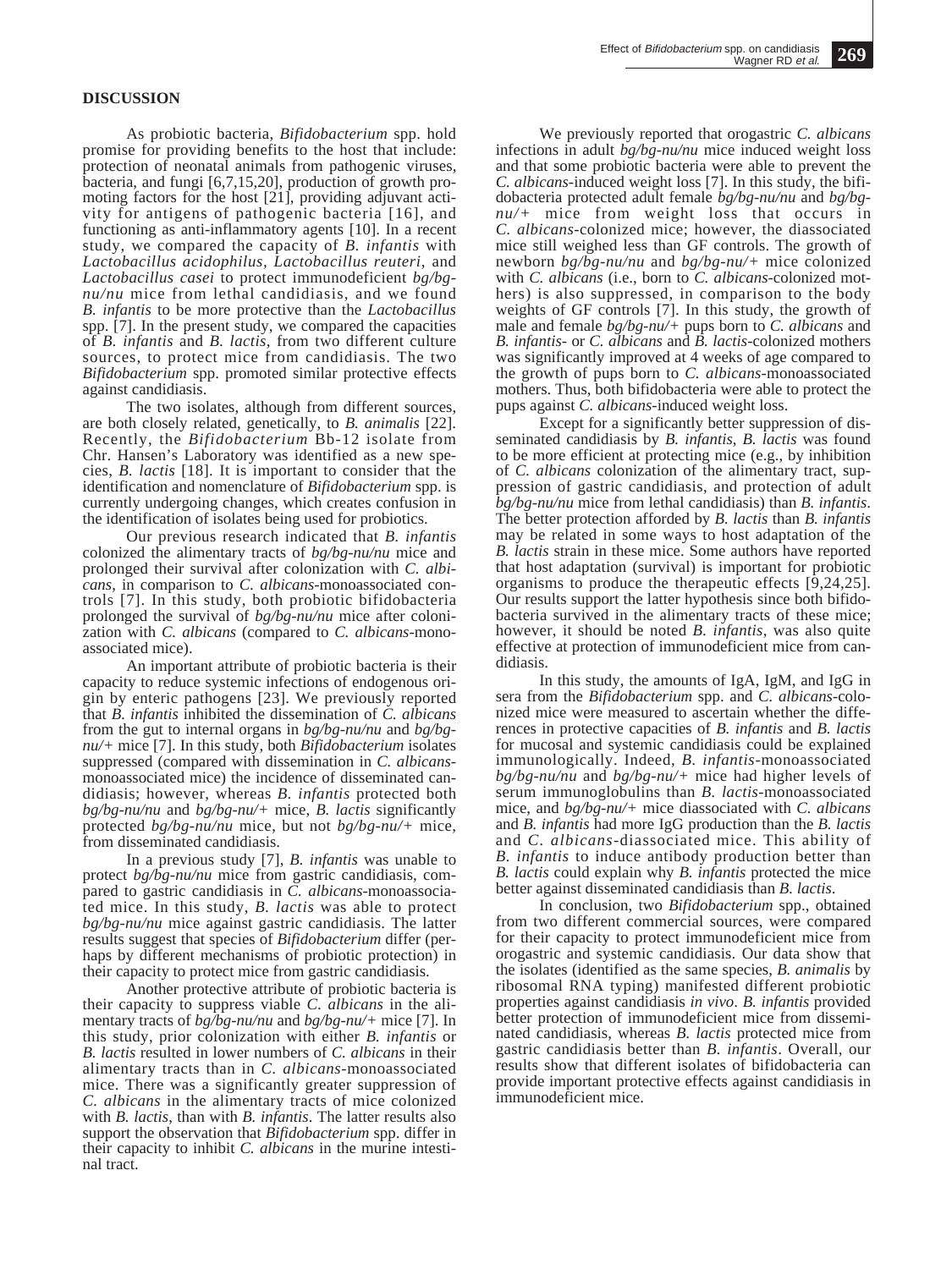## DISCUSSION

As probiotic bacteria, *Bifidobacterium* spp. hold promise for providing benefits to the host that include: protection of neonatal animals from pathogenic viruses, bacteria, and fungi [6,7,15,20], production of growth promoting factors for the host [21], providing adjuvant activity for antigens of pathogenic bacteria [16], and functioning as anti-inflammatory agents [10]. In a recent study, we compared the capacity of *B. infantis* with *Lactobacillus acidophilus, Lactobacillus reuteri,* and *Lactobacillus casei* to protect immunodeficient *bg/bg-nu/nu* mice from lethal candidiasis, and we found *B. infantis* to be more protective than the *Lactobacillus* spp. [7]. In the present study, we compared the capacities of *B. infantis* and *B. lactis*, from two different culture sources, to protect mice from candidiasis. The two *Bifidobacterium* spp. promoted similar protective effects against candidiasis.

The two isolates, although from different sources, are both closely related, genetically, to *B. animalis* [22]. Recently, the *Bifidobacterium* Bb-12 isolate from Chr. Hansen's Laboratory was identified as a new species, *B. lactis* [18]. It is important to consider that the identification and nomenclature of *Bifidobacterium* spp. is currently undergoing changes, which creates confusion in the identification of isolates being used for probiotics.

Our previous research indicated that *B. infantis* colonized the alimentary tracts of *bg/bg-nu/nu* mice and prolonged their survival after colonization with *C. albicans*, in comparison to *C. albicans*-monoassociated controls [7]. In this study, both probiotic bifidobacteria prolonged the survival of *bg/bg-nu/nu* mice after colonization with *C. albicans* (compared to *C. albicans*-monoassociated mice).

An important attribute of probiotic bacteria is their capacity to reduce systemic infections of endogenous origin by enteric pathogens [23]. We previously reported that *B. infantis* inhibited the dissemination of *C. albicans* from the gut to internal organs in *bg/bg-nu/nu* and *bg/bg-nu/+* mice [7]. In this study, both *Bifidobacterium* isolates suppressed (compared with dissemination in *C. albicans*-monoassociated mice) the incidence of disseminated candidiasis; however, whereas *B. infantis* protected both *bg/bg-nu/nu* and *bg/bg-nu/+* mice, *B. lactis* significantly protected *bg/bg-nu/nu* mice, but not *bg/bg-nu/+* mice, from disseminated candidiasis.

In a previous study [7], *B. infantis* was unable to protect *bg/bg-nu/nu* mice from gastric candidiasis, compared to gastric candidiasis in *C. albicans*-monoassociated mice. In this study, *B. lactis* was able to protect *bg/bg-nu/nu* mice against gastric candidiasis. The latter results suggest that species of *Bifidobacterium* differ (perhaps by different mechanisms of probiotic protection) in their capacity to protect mice from gastric candidiasis.

Another protective attribute of probiotic bacteria is their capacity to suppress viable *C. albicans* in the alimentary tracts of *bg/bg-nu/nu* and *bg/bg-nu/+* mice [7]. In this study, prior colonization with either *B. infantis* or *B. lactis* resulted in lower numbers of *C. albicans* in their alimentary tracts than in *C. albicans*-monoassociated mice. There was a significantly greater suppression of *C. albicans* in the alimentary tracts of mice colonized with *B. lactis*, than with *B. infantis*. The latter results also support the observation that *Bifidobacterium* spp. differ in their capacity to inhibit *C. albicans* in the murine intestinal tract.

We previously reported that orogastric *C. albicans* infections in adult *bg/bg-nu/nu* mice induced weight loss and that some probiotic bacteria were able to prevent the *C. albicans*-induced weight loss [7]. In this study, the bifidobacteria protected adult female *bg/bg-nu/nu* and *bg/bg-nu/+* mice from weight loss that occurs in *C. albicans*-colonized mice; however, the diassociated mice still weighed less than GF controls. The growth of newborn *bg/bg-nu/nu* and *bg/bg-nu/+* mice colonized with *C. albicans* (i.e., born to *C. albicans*-colonized mothers) is also suppressed, in comparison to the body weights of GF controls [7]. In this study, the growth of male and female *bg/bg-nu/+* pups born to *C. albicans* and *B. infantis*- or *C. albicans* and *B. lactis*-colonized mothers was significantly improved at 4 weeks of age compared to the growth of pups born to *C. albicans*-monoassociated mothers. Thus, both bifidobacteria were able to protect the pups against *C. albicans*-induced weight loss.

Except for a significantly better suppression of disseminated candidiasis by *B. infantis*, *B. lactis* was found to be more efficient at protecting mice (e.g., by inhibition of *C. albicans* colonization of the alimentary tract, suppression of gastric candidiasis, and protection of adult *bg/bg-nu/nu* mice from lethal candidiasis) than *B. infantis*. The better protection afforded by *B. lactis* than *B. infantis* may be related in some ways to host adaptation of the *B. lactis* strain in these mice. Some authors have reported that host adaptation (survival) is important for probiotic organisms to produce the therapeutic effects [9,24,25]. Our results support the latter hypothesis since both bifidobacteria survived in the alimentary tracts of these mice; however, it should be noted *B. infantis*, was also quite effective at protection of immunodeficient mice from candidiasis.

In this study, the amounts of IgA, IgM, and IgG in sera from the *Bifidobacterium* spp. and *C. albicans*-colonized mice were measured to ascertain whether the differences in protective capacities of *B. infantis* and *B. lactis* for mucosal and systemic candidiasis could be explained immunologically. Indeed, *B. infantis*-monoassociated *bg/bg-nu/nu* and *bg/bg-nu/+* mice had higher levels of serum immunoglobulins than *B. lactis*-monoassociated mice, and *bg/bg-nu/+* mice diassociated with *C. albicans* and *B. infantis* had more IgG production than the *B. lactis* and *C. albicans*-diassociated mice. This ability of *B. infantis* to induce antibody production better than *B. lactis* could explain why *B. infantis* protected the mice better against disseminated candidiasis than *B. lactis*.

In conclusion, two *Bifidobacterium* spp., obtained from two different commercial sources, were compared for their capacity to protect immunodeficient mice from orogastric and systemic candidiasis. Our data show that the isolates (identified as the same species, *B. animalis* by ribosomal RNA typing) manifested different probiotic properties against candidiasis *in vivo*. *B. infantis* provided better protection of immunodeficient mice from disseminated candidiasis, whereas *B. lactis* protected mice from gastric candidiasis better than *B. infantis*. Overall, our results show that different isolates of bifidobacteria can provide important protective effects against candidiasis in immunodeficient mice.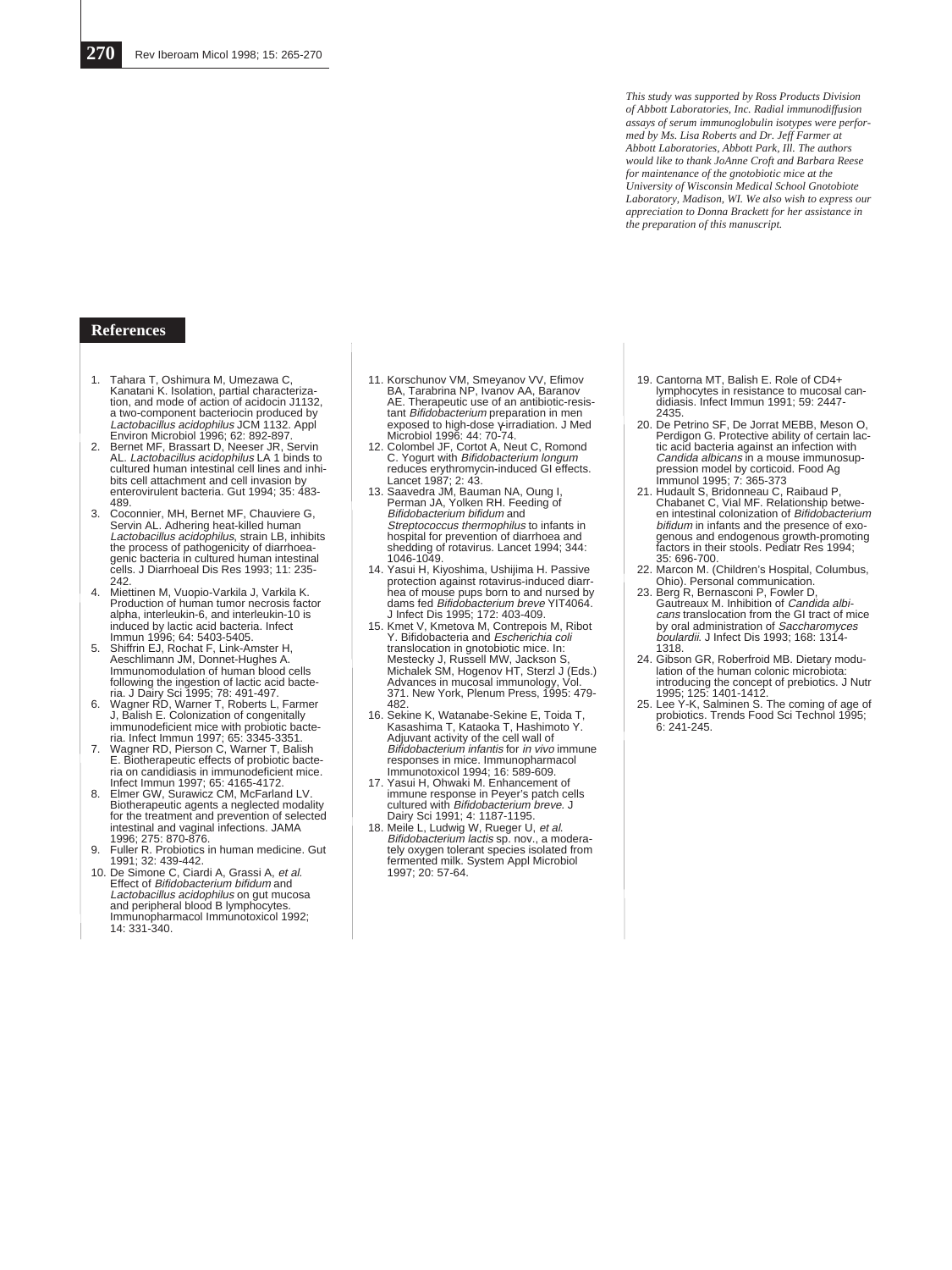*This study was supported by Ross Products Division of Abbott Laboratories, Inc. Radial immunodiffusion assays of serum immunoglobulin isotypes were performed by Ms. Lisa Roberts and Dr. Jeff Farmer at Abbott Laboratories, Abbott Park, Ill. The authors would like to thank JoAnne Croft and Barbara Reese for maintenance of the gnotobiotic mice at the University of Wisconsin Medical School Gnotobiote Laboratory, Madison, WI. We also wish to express our appreciation to Donna Brackett for her assistance in the preparation of this manuscript.*

## References

1. Tahara T, Oshimura M, Umezawa C, Kanatani K. Isolation, partial characterization, and mode of action of acidocin J1132, a two-component bacteriocin produced by *Lactobacillus acidophilus* JCM 1132. Appl Environ Microbiol 1996; 62: 892-897.
2. Bernet MF, Brassart D, Neeser JR, Servin AL. *Lactobacillus acidophilus* LA 1 binds to cultured human intestinal cell lines and inhibits cell attachment and cell invasion by enterovirulent bacteria. Gut 1994; 35: 483-489.
3. Coconnier, MH, Bernet MF, Chauviere G, Servin AL. Adhering heat-killed human *Lactobacillus acidophilus*, strain LB, inhibits the process of pathogenicity of diarrhoeagenic bacteria in cultured human intestinal cells. J Diarrhoeal Dis Res 1993; 11: 235-242.
4. Miettinen M, Vuopio-Varkila J, Varkila K. Production of human tumor necrosis factor alpha, interleukin-6, and interleukin-10 is induced by lactic acid bacteria. Infect Immun 1996; 64: 5403-5405.
5. Shiffrin EJ, Rochat F, Link-Amster H, Aeschlimann JM, Donnet-Hughes A. Immunomodulation of human blood cells following the ingestion of lactic acid bacteria. J Dairy Sci 1995; 78: 491-497.
6. Wagner RD, Warner T, Roberts L, Farmer J, Balish E. Colonization of congenitally immunodeficient mice with probiotic bacteria. Infect Immun 1997; 65: 3345-3351.
7. Wagner RD, Pierson C, Warner T, Balish E. Biotherapeutic effects of probiotic bacteria on candidiasis in immunodeficient mice. Infect Immun 1997; 65: 4165-4172.
8. Elmer GW, Surawicz CM, McFarland LV. Biotherapeutic agents a neglected modality for the treatment and prevention of selected intestinal and vaginal infections. JAMA 1996; 275: 870-876.
9. Fuller R. Probiotics in human medicine. Gut 1991; 32: 439-442.
10. De Simone C, Ciardi A, Grassi A, *et al.* Effect of *Bifidobacterium bifidum* and *Lactobacillus acidophilus* on gut mucosa and peripheral blood B lymphocytes. Immunopharmacol Immunotoxicol 1992; 14: 331-340.
11. Korschunov VM, Smeyanov VV, Efimov BA, Tarabrina NP, Ivanov AA, Baranov AE. Therapeutic use of an antibiotic-resistant *Bifidobacterium* preparation in men exposed to high-dose γ-irradiation. J Med Microbiol 1996; 44: 70-74.
12. Colombel JF, Cortot A, Neut C, Romond C. Yogurt with *Bifidobacterium longum* reduces erythromycin-induced GI effects. Lancet 1987; 2: 43.
13. Saavedra JM, Bauman NA, Oung I, Perman JA, Yolken RH. Feeding of *Bifidobacterium bifidum* and *Streptococcus thermophilus* to infants in hospital for prevention of diarrhoea and shedding of rotavirus. Lancet 1994; 344: 1046-1049.
14. Yasui H, Kiyoshima, Ushijima H. Passive protection against rotavirus-induced diarrhea of mouse pups born to and nursed by dams fed *Bifidobacterium breve* YIT4064. J Infect Dis 1995; 172: 403-409.
15. Kmet V, Kmetova M, Contrepois M, Ribot Y. Bifidobacteria and *Escherichia coli* translocation in gnotobiotic mice. In: Mestecky J, Russell MW, Jackson S, Michalek SM, Hogenov HT, Sterzl J (Eds.) Advances in mucosal immunology, Vol. 371. New York, Plenum Press, 1995: 479-482.
16. Sekine K, Watanabe-Sekine E, Toida T, Kasashima T, Kataoka T, Hashimoto Y. Adjuvant activity of the cell wall of *Bifidobacterium infantis* for *in vivo* immune responses in mice. Immunopharmacol Immunotoxicol 1994; 16: 589-609.
17. Yasui H, Ohwaki M. Enhancement of immune response in Peyer's patch cells cultured with *Bifidobacterium breve.* J Dairy Sci 1991; 4: 1187-1195.
18. Meile L, Ludwig W, Rueger U, *et al.* *Bifidobacterium lactis* sp. nov., a moderately oxygen tolerant species isolated from fermented milk. System Appl Microbiol 1997; 20: 57-64.
19. Cantorna MT, Balish E. Role of CD4+ lymphocytes in resistance to mucosal candidiasis. Infect Immun 1991; 59: 2447-2435.
20. De Petrino SF, De Jorrat MEBB, Meson O, Perdigon G. Protective ability of certain lactic acid bacteria against an infection with *Candida albicans* in a mouse immunosuppression model by corticoid. Food Ag Immunol 1995; 7: 365-373
21. Hudault S, Bridonneau C, Raibaud P, Chabanet C, Vial MF. Relationship between intestinal colonization of *Bifidobacterium bifidum* in infants and the presence of exogenous and endogenous growth-promoting factors in their stools. Pediatr Res 1994; 35: 696-700.
22. Marcon M. (Children's Hospital, Columbus, Ohio). Personal communication.
23. Berg R, Bernasconi P, Fowler D, Gautreaux M. Inhibition of *Candida albicans* translocation from the GI tract of mice by oral administration of *Saccharomyces boulardii.* J Infect Dis 1993; 168: 1314-1318.
24. Gibson GR, Roberfroid MB. Dietary modulation of the human colonic microbiota: introducing the concept of prebiotics. J Nutr 1995; 125: 1401-1412.
25. Lee Y-K, Salminen S. The coming of age of probiotics. Trends Food Sci Technol 1995; 6: 241-245.